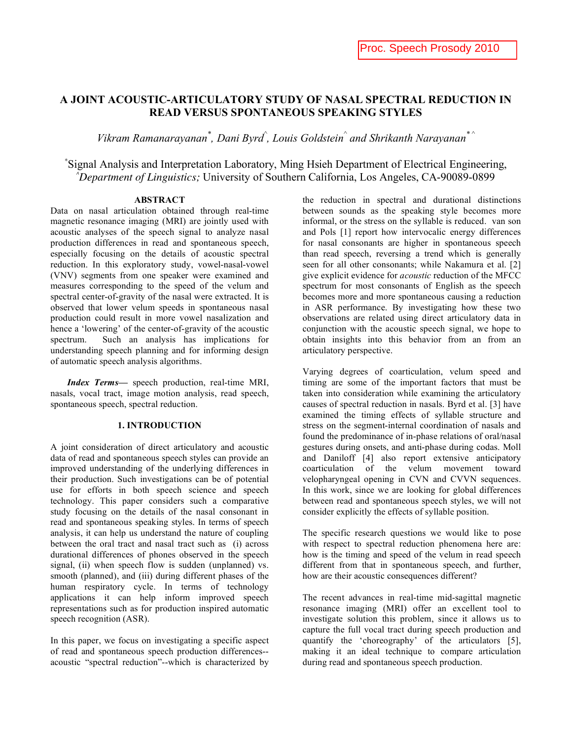Proc. Speech Prosody 2010

# A JOINT ACOUSTIC-ARTICULATORY STUDY OF NASAL SPECTRAL REDUCTION IN READ VERSUS SPONTANEOUS SPEAKING STYLES

*Vikram Ramanarayanan*[*], *Dani Byrd*[^], *Louis Goldstein*[^] *and Shrikanth Narayanan*[* ^]

[*]Signal Analysis and Interpretation Laboratory, Ming Hsieh Department of Electrical Engineering,
[^]*Department of Linguistics;* University of Southern California, Los Angeles, CA-90089-0899

## ABSTRACT

Data on nasal articulation obtained through real-time magnetic resonance imaging (MRI) are jointly used with acoustic analyses of the speech signal to analyze nasal production differences in read and spontaneous speech, especially focusing on the details of acoustic spectral reduction. In this exploratory study, vowel-nasal-vowel (VNV) segments from one speaker were examined and measures corresponding to the speed of the velum and spectral center-of-gravity of the nasal were extracted. It is observed that lower velum speeds in spontaneous nasal production could result in more vowel nasalization and hence a 'lowering' of the center-of-gravity of the acoustic spectrum. Such an analysis has implications for understanding speech planning and for informing design of automatic speech analysis algorithms.

***Index Terms*—** speech production, real-time MRI, nasals, vocal tract, image motion analysis, read speech, spontaneous speech, spectral reduction.

## 1. INTRODUCTION

A joint consideration of direct articulatory and acoustic data of read and spontaneous speech styles can provide an improved understanding of the underlying differences in their production. Such investigations can be of potential use for efforts in both speech science and speech technology. This paper considers such a comparative study focusing on the details of the nasal consonant in read and spontaneous speaking styles. In terms of speech analysis, it can help us understand the nature of coupling between the oral tract and nasal tract such as (i) across durational differences of phones observed in the speech signal, (ii) when speech flow is sudden (unplanned) vs. smooth (planned), and (iii) during different phases of the human respiratory cycle. In terms of technology applications it can help inform improved speech representations such as for production inspired automatic speech recognition (ASR).

In this paper, we focus on investigating a specific aspect of read and spontaneous speech production differences--acoustic "spectral reduction"--which is characterized by the reduction in spectral and durational distinctions between sounds as the speaking style becomes more informal, or the stress on the syllable is reduced. van son and Pols [1] report how intervocalic energy differences for nasal consonants are higher in spontaneous speech than read speech, reversing a trend which is generally seen for all other consonants; while Nakamura et al. [2] give explicit evidence for *acoustic* reduction of the MFCC spectrum for most consonants of English as the speech becomes more and more spontaneous causing a reduction in ASR performance. By investigating how these two observations are related using direct articulatory data in conjunction with the acoustic speech signal, we hope to obtain insights into this behavior from an from an articulatory perspective.

Varying degrees of coarticulation, velum speed and timing are some of the important factors that must be taken into consideration while examining the articulatory causes of spectral reduction in nasals. Byrd et al. [3] have examined the timing effects of syllable structure and stress on the segment-internal coordination of nasals and found the predominance of in-phase relations of oral/nasal gestures during onsets, and anti-phase during codas. Moll and Daniloff [4] also report extensive anticipatory coarticulation of the velum movement toward velopharyngeal opening in CVN and CVVN sequences. In this work, since we are looking for global differences between read and spontaneous speech styles, we will not consider explicitly the effects of syllable position.

The specific research questions we would like to pose with respect to spectral reduction phenomena here are: how is the timing and speed of the velum in read speech different from that in spontaneous speech, and further, how are their acoustic consequences different?

The recent advances in real-time mid-sagittal magnetic resonance imaging (MRI) offer an excellent tool to investigate solution this problem, since it allows us to capture the full vocal tract during speech production and quantify the 'choreography' of the articulators [5], making it an ideal technique to compare articulation during read and spontaneous speech production.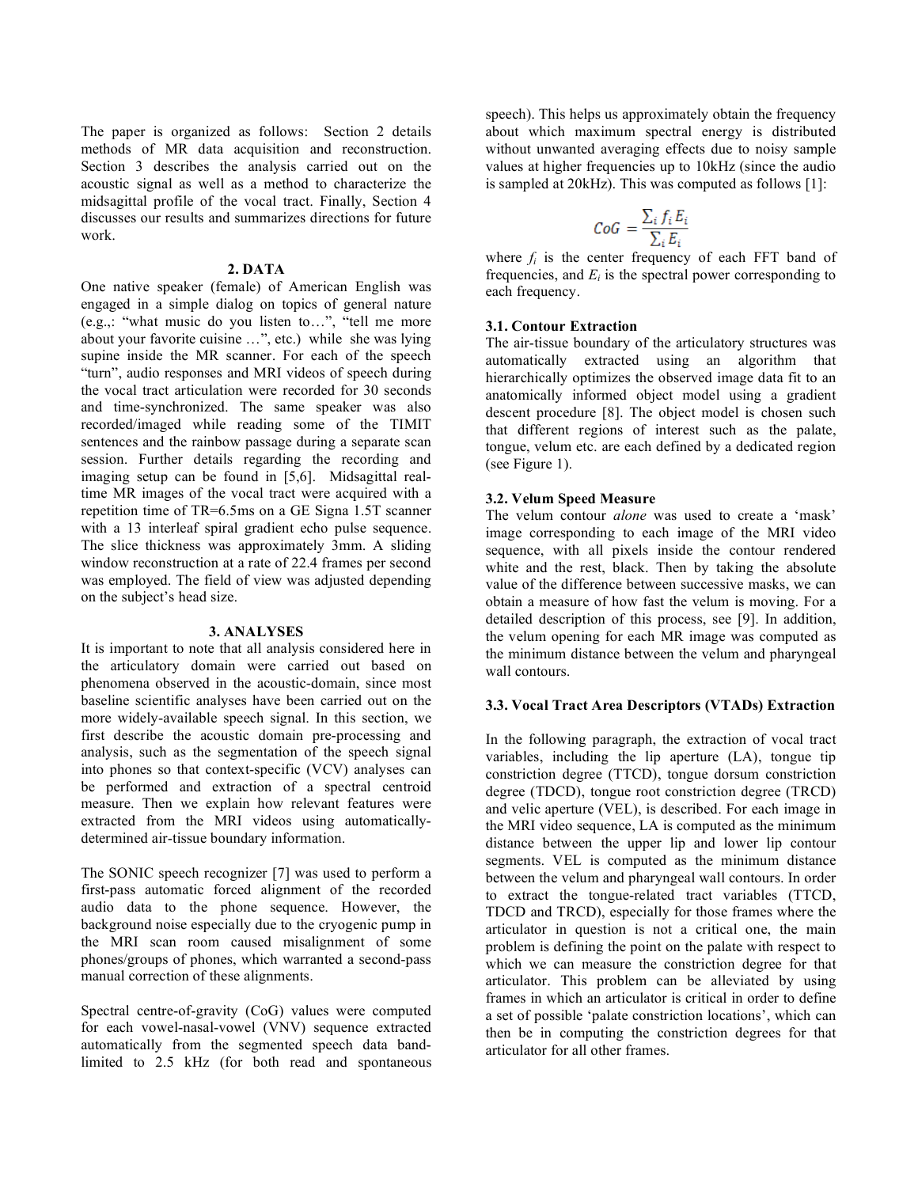The paper is organized as follows: Section 2 details methods of MR data acquisition and reconstruction. Section 3 describes the analysis carried out on the acoustic signal as well as a method to characterize the midsagittal profile of the vocal tract. Finally, Section 4 discusses our results and summarizes directions for future work.

## 2. DATA

One native speaker (female) of American English was engaged in a simple dialog on topics of general nature (e.g.,: "what music do you listen to…", "tell me more about your favorite cuisine …", etc.) while she was lying supine inside the MR scanner. For each of the speech "turn", audio responses and MRI videos of speech during the vocal tract articulation were recorded for 30 seconds and time-synchronized. The same speaker was also recorded/imaged while reading some of the TIMIT sentences and the rainbow passage during a separate scan session. Further details regarding the recording and imaging setup can be found in [5,6]. Midsagittal real-time MR images of the vocal tract were acquired with a repetition time of TR=6.5ms on a GE Signa 1.5T scanner with a 13 interleaf spiral gradient echo pulse sequence. The slice thickness was approximately 3mm. A sliding window reconstruction at a rate of 22.4 frames per second was employed. The field of view was adjusted depending on the subject's head size.

## 3. ANALYSES

It is important to note that all analysis considered here in the articulatory domain were carried out based on phenomena observed in the acoustic-domain, since most baseline scientific analyses have been carried out on the more widely-available speech signal. In this section, we first describe the acoustic domain pre-processing and analysis, such as the segmentation of the speech signal into phones so that context-specific (VCV) analyses can be performed and extraction of a spectral centroid measure. Then we explain how relevant features were extracted from the MRI videos using automatically-determined air-tissue boundary information.

The SONIC speech recognizer [7] was used to perform a first-pass automatic forced alignment of the recorded audio data to the phone sequence. However, the background noise especially due to the cryogenic pump in the MRI scan room caused misalignment of some phones/groups of phones, which warranted a second-pass manual correction of these alignments.

Spectral centre-of-gravity (CoG) values were computed for each vowel-nasal-vowel (VNV) sequence extracted automatically from the segmented speech data band-limited to 2.5 kHz (for both read and spontaneous speech). This helps us approximately obtain the frequency about which maximum spectral energy is distributed without unwanted averaging effects due to noisy sample values at higher frequencies up to 10kHz (since the audio is sampled at 20kHz). This was computed as follows [1]:

$$CoG = \frac{\sum_i f_i E_i}{\sum_i E_i}$$

where $f_i$ is the center frequency of each FFT band of frequencies, and $E_i$ is the spectral power corresponding to each frequency.

### 3.1. Contour Extraction

The air-tissue boundary of the articulatory structures was automatically extracted using an algorithm that hierarchically optimizes the observed image data fit to an anatomically informed object model using a gradient descent procedure [8]. The object model is chosen such that different regions of interest such as the palate, tongue, velum etc. are each defined by a dedicated region (see Figure 1).

### 3.2. Velum Speed Measure

The velum contour *alone* was used to create a 'mask' image corresponding to each image of the MRI video sequence, with all pixels inside the contour rendered white and the rest, black. Then by taking the absolute value of the difference between successive masks, we can obtain a measure of how fast the velum is moving. For a detailed description of this process, see [9]. In addition, the velum opening for each MR image was computed as the minimum distance between the velum and pharyngeal wall contours.

### 3.3. Vocal Tract Area Descriptors (VTADs) Extraction

In the following paragraph, the extraction of vocal tract variables, including the lip aperture (LA), tongue tip constriction degree (TTCD), tongue dorsum constriction degree (TDCD), tongue root constriction degree (TRCD) and velic aperture (VEL), is described. For each image in the MRI video sequence, LA is computed as the minimum distance between the upper lip and lower lip contour segments. VEL is computed as the minimum distance between the velum and pharyngeal wall contours. In order to extract the tongue-related tract variables (TTCD, TDCD and TRCD), especially for those frames where the articulator in question is not a critical one, the main problem is defining the point on the palate with respect to which we can measure the constriction degree for that articulator. This problem can be alleviated by using frames in which an articulator is critical in order to define a set of possible 'palate constriction locations', which can then be in computing the constriction degrees for that articulator for all other frames.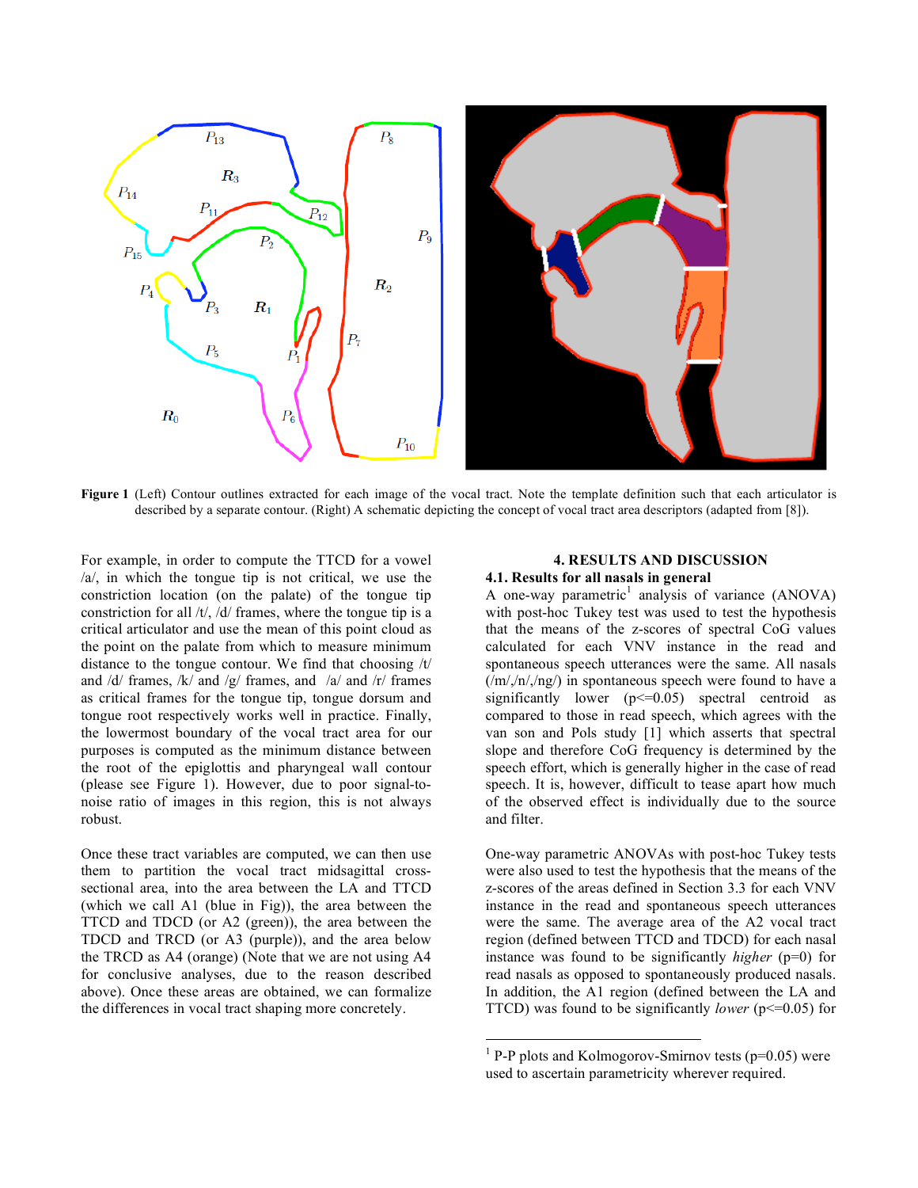**Figure 1** (Left) Contour outlines extracted for each image of the vocal tract. Note the template definition such that each articulator is described by a separate contour. (Right) A schematic depicting the concept of vocal tract area descriptors (adapted from [8]).

For example, in order to compute the TTCD for a vowel /a/, in which the tongue tip is not critical, we use the constriction location (on the palate) of the tongue tip constriction for all /t/, /d/ frames, where the tongue tip is a critical articulator and use the mean of this point cloud as the point on the palate from which to measure minimum distance to the tongue contour. We find that choosing /t/ and /d/ frames, /k/ and /g/ frames, and /a/ and /r/ frames as critical frames for the tongue tip, tongue dorsum and tongue root respectively works well in practice. Finally, the lowermost boundary of the vocal tract area for our purposes is computed as the minimum distance between the root of the epiglottis and pharyngeal wall contour (please see Figure 1). However, due to poor signal-to-noise ratio of images in this region, this is not always robust.

Once these tract variables are computed, we can then use them to partition the vocal tract midsagittal cross-sectional area, into the area between the LA and TTCD (which we call A1 (blue in Fig)), the area between the TTCD and TDCD (or A2 (green)), the area between the TDCD and TRCD (or A3 (purple)), and the area below the TRCD as A4 (orange) (Note that we are not using A4 for conclusive analyses, due to the reason described above). Once these areas are obtained, we can formalize the differences in vocal tract shaping more concretely.

## 4. RESULTS AND DISCUSSION

### 4.1. Results for all nasals in general

A one-way parametric[1] analysis of variance (ANOVA) with post-hoc Tukey test was used to test the hypothesis that the means of the z-scores of spectral CoG values calculated for each VNV instance in the read and spontaneous speech utterances were the same. All nasals (/m/,/n/,/ng/) in spontaneous speech were found to have a significantly lower ($p<=0.05$) spectral centroid as compared to those in read speech, which agrees with the van son and Pols study [1] which asserts that spectral slope and therefore CoG frequency is determined by the speech effort, which is generally higher in the case of read speech. It is, however, difficult to tease apart how much of the observed effect is individually due to the source and filter.

One-way parametric ANOVAs with post-hoc Tukey tests were also used to test the hypothesis that the means of the z-scores of the areas defined in Section 3.3 for each VNV instance in the read and spontaneous speech utterances were the same. The average area of the A2 vocal tract region (defined between TTCD and TDCD) for each nasal instance was found to be significantly *higher* ($p=0$) for read nasals as opposed to spontaneously produced nasals. In addition, the A1 region (defined between the LA and TTCD) was found to be significantly *lower* ($p<=0.05$) for

---

[1] P-P plots and Kolmogorov-Smirnov tests ($p=0.05$) were used to ascertain parametricity wherever required.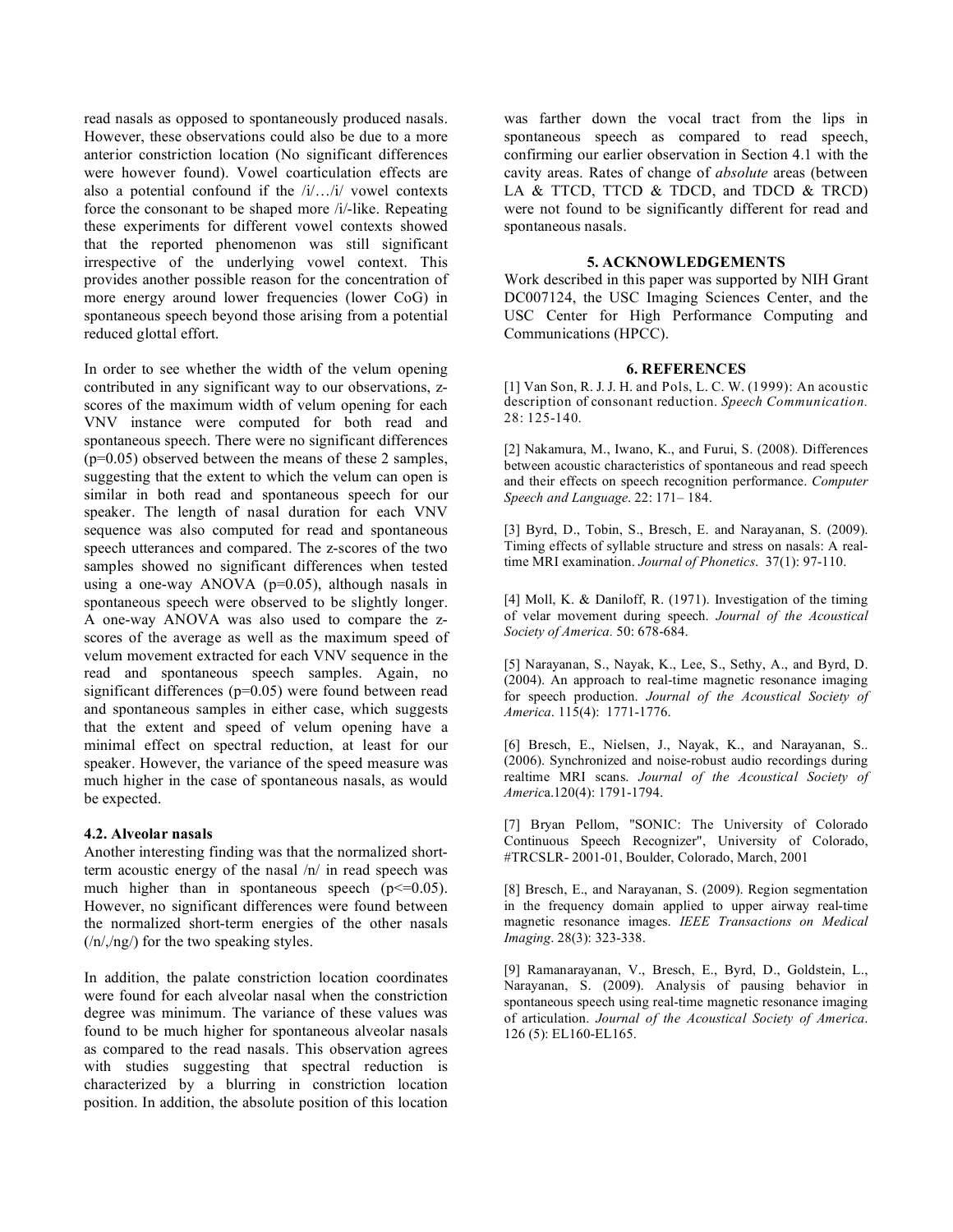read nasals as opposed to spontaneously produced nasals. However, these observations could also be due to a more anterior constriction location (No significant differences were however found). Vowel coarticulation effects are also a potential confound if the /i/…/i/ vowel contexts force the consonant to be shaped more /i/-like. Repeating these experiments for different vowel contexts showed that the reported phenomenon was still significant irrespective of the underlying vowel context. This provides another possible reason for the concentration of more energy around lower frequencies (lower CoG) in spontaneous speech beyond those arising from a potential reduced glottal effort.

In order to see whether the width of the velum opening contributed in any significant way to our observations, z-scores of the maximum width of velum opening for each VNV instance were computed for both read and spontaneous speech. There were no significant differences ($p=0.05$) observed between the means of these 2 samples, suggesting that the extent to which the velum can open is similar in both read and spontaneous speech for our speaker. The length of nasal duration for each VNV sequence was also computed for read and spontaneous speech utterances and compared. The z-scores of the two samples showed no significant differences when tested using a one-way ANOVA ($p=0.05$), although nasals in spontaneous speech were observed to be slightly longer. A one-way ANOVA was also used to compare the z-scores of the average as well as the maximum speed of velum movement extracted for each VNV sequence in the read and spontaneous speech samples. Again, no significant differences ($p=0.05$) were found between read and spontaneous samples in either case, which suggests that the extent and speed of velum opening have a minimal effect on spectral reduction, at least for our speaker. However, the variance of the speed measure was much higher in the case of spontaneous nasals, as would be expected.

### 4.2. Alveolar nasals

Another interesting finding was that the normalized short-term acoustic energy of the nasal /n/ in read speech was much higher than in spontaneous speech ($p<=0.05$). However, no significant differences were found between the normalized short-term energies of the other nasals (/n/,/ng/) for the two speaking styles.

In addition, the palate constriction location coordinates were found for each alveolar nasal when the constriction degree was minimum. The variance of these values was found to be much higher for spontaneous alveolar nasals as compared to the read nasals. This observation agrees with studies suggesting that spectral reduction is characterized by a blurring in constriction location position. In addition, the absolute position of this location was farther down the vocal tract from the lips in spontaneous speech as compared to read speech, confirming our earlier observation in Section 4.1 with the cavity areas. Rates of change of *absolute* areas (between LA & TTCD, TTCD & TDCD, and TDCD & TRCD) were not found to be significantly different for read and spontaneous nasals.

## 5. ACKNOWLEDGEMENTS

Work described in this paper was supported by NIH Grant DC007124, the USC Imaging Sciences Center, and the USC Center for High Performance Computing and Communications (HPCC).

## 6. REFERENCES

[1] Van Son, R. J. J. H. and Pols, L. C. W. (1999): An acoustic description of consonant reduction. *Speech Communication.* 28: 125-140.

[2] Nakamura, M., Iwano, K., and Furui, S. (2008). Differences between acoustic characteristics of spontaneous and read speech and their effects on speech recognition performance. *Computer Speech and Language*. 22: 171– 184.

[3] Byrd, D., Tobin, S., Bresch, E. and Narayanan, S. (2009). Timing effects of syllable structure and stress on nasals: A real-time MRI examination. *Journal of Phonetics*. 37(1): 97-110.

[4] Moll, K. & Daniloff, R. (1971). Investigation of the timing of velar movement during speech. *Journal of the Acoustical Society of America*. 50: 678-684.

[5] Narayanan, S., Nayak, K., Lee, S., Sethy, A., and Byrd, D. (2004). An approach to real-time magnetic resonance imaging for speech production. *Journal of the Acoustical Society of America*. 115(4): 1771-1776.

[6] Bresch, E., Nielsen, J., Nayak, K., and Narayanan, S.. (2006). Synchronized and noise-robust audio recordings during realtime MRI scans. *Journal of the Acoustical Society of America*.120(4): 1791-1794.

[7] Bryan Pellom, "SONIC: The University of Colorado Continuous Speech Recognizer", University of Colorado, #TRCSLR- 2001-01, Boulder, Colorado, March, 2001

[8] Bresch, E., and Narayanan, S. (2009). Region segmentation in the frequency domain applied to upper airway real-time magnetic resonance images. *IEEE Transactions on Medical Imaging*. 28(3): 323-338.

[9] Ramanarayanan, V., Bresch, E., Byrd, D., Goldstein, L., Narayanan, S. (2009). Analysis of pausing behavior in spontaneous speech using real-time magnetic resonance imaging of articulation. *Journal of the Acoustical Society of America*. 126 (5): EL160-EL165.